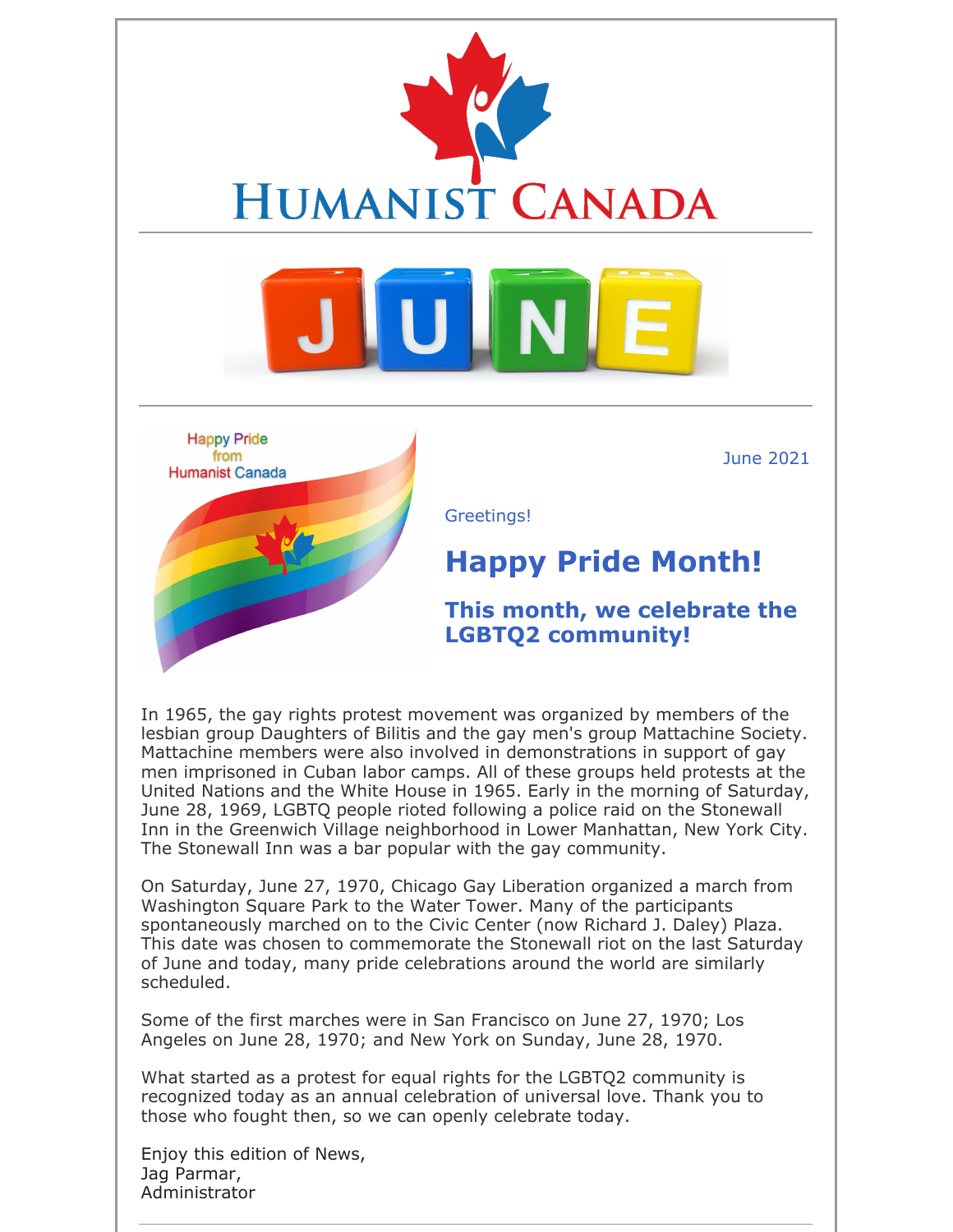# Humanist Canada

June 2021

Greetings!

## Happy Pride Month!

### This month, we celebrate the LGBTQ2 community!

In 1965, the gay rights protest movement was organized by members of the lesbian group Daughters of Bilitis and the gay men's group Mattachine Society. Mattachine members were also involved in demonstrations in support of gay men imprisoned in Cuban labor camps. All of these groups held protests at the United Nations and the White House in 1965. Early in the morning of Saturday, June 28, 1969, LGBTQ people rioted following a police raid on the Stonewall Inn in the Greenwich Village neighborhood in Lower Manhattan, New York City. The Stonewall Inn was a bar popular with the gay community.

On Saturday, June 27, 1970, Chicago Gay Liberation organized a march from Washington Square Park to the Water Tower. Many of the participants spontaneously marched on to the Civic Center (now Richard J. Daley) Plaza. This date was chosen to commemorate the Stonewall riot on the last Saturday of June and today, many pride celebrations around the world are similarly scheduled.

Some of the first marches were in San Francisco on June 27, 1970; Los Angeles on June 28, 1970; and New York on Sunday, June 28, 1970.

What started as a protest for equal rights for the LGBTQ2 community is recognized today as an annual celebration of universal love. Thank you to those who fought then, so we can openly celebrate today.

Enjoy this edition of News,
Jag Parmar,
Administrator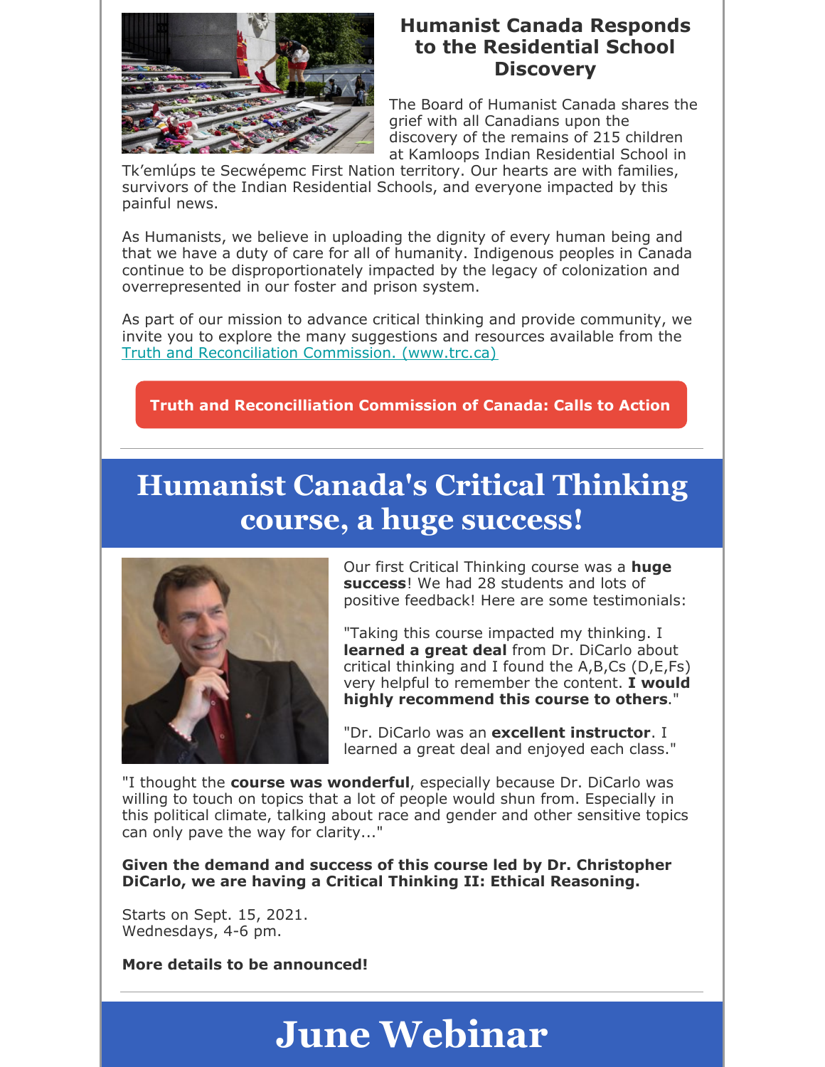### Humanist Canada Responds to the Residential School Discovery

The Board of Humanist Canada shares the grief with all Canadians upon the discovery of the remains of 215 children at Kamloops Indian Residential School in Tk’emlúps te Secwépemc First Nation territory. Our hearts are with families, survivors of the Indian Residential Schools, and everyone impacted by this painful news.

As Humanists, we believe in uploading the dignity of every human being and that we have a duty of care for all of humanity. Indigenous peoples in Canada continue to be disproportionately impacted by the legacy of colonization and overrepresented in our foster and prison system.

As part of our mission to advance critical thinking and provide community, we invite you to explore the many suggestions and resources available from the Truth and Reconciliation Commission. (www.trc.ca)

**Truth and Reconcilliation Commission of Canada: Calls to Action**

---

## Humanist Canada's Critical Thinking course, a huge success!

Our first Critical Thinking course was a **huge success**! We had 28 students and lots of positive feedback! Here are some testimonials:

"Taking this course impacted my thinking. I **learned a great deal** from Dr. DiCarlo about critical thinking and I found the A,B,Cs (D,E,Fs) very helpful to remember the content. **I would highly recommend this course to others**."

"Dr. DiCarlo was an **excellent instructor**. I learned a great deal and enjoyed each class."

"I thought the **course was wonderful**, especially because Dr. DiCarlo was willing to touch on topics that a lot of people would shun from. Especially in this political climate, talking about race and gender and other sensitive topics can only pave the way for clarity..."

**Given the demand and success of this course led by Dr. Christopher DiCarlo, we are having a Critical Thinking II: Ethical Reasoning.**

Starts on Sept. 15, 2021.
Wednesdays, 4-6 pm.

**More details to be announced!**

---

## June Webinar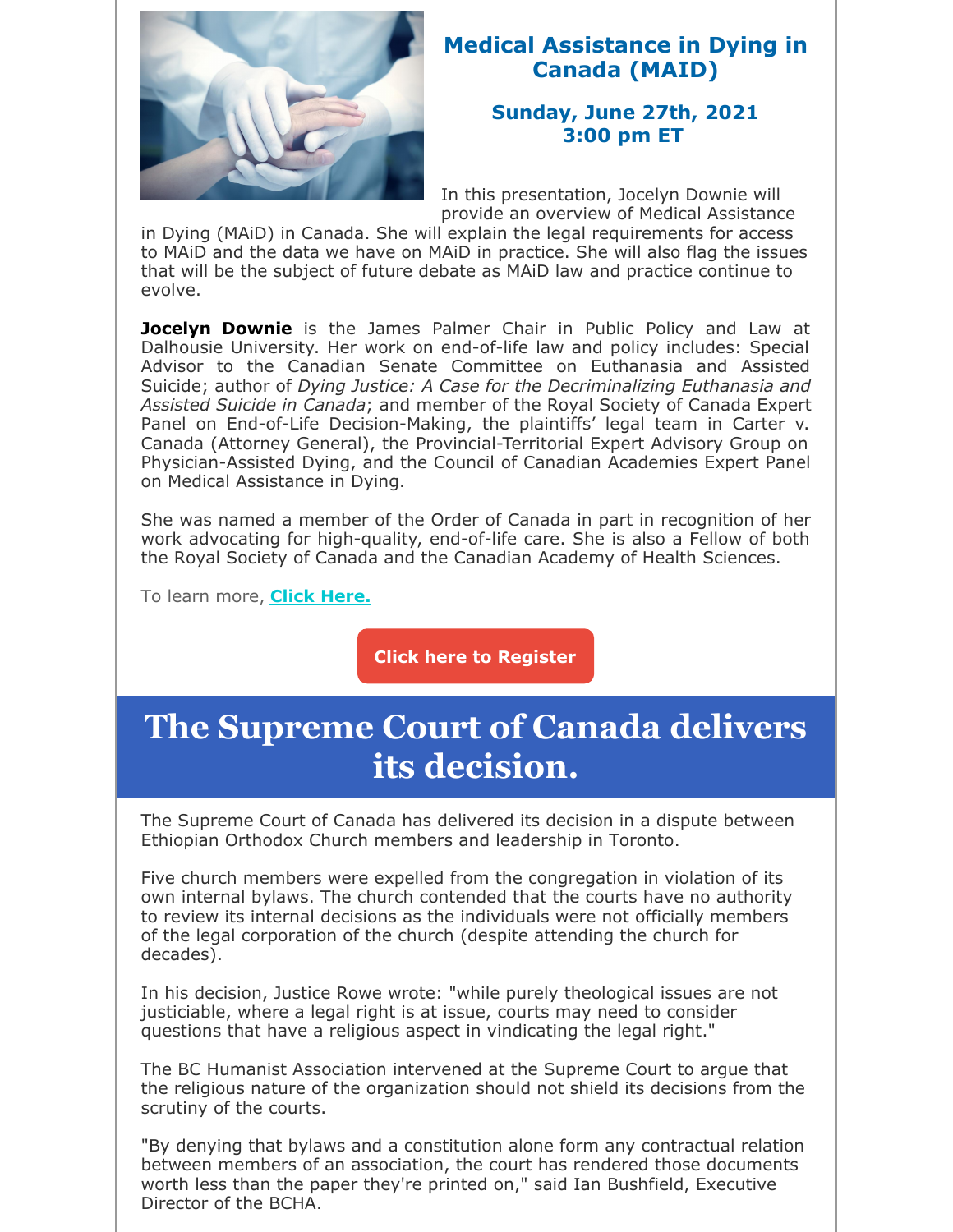## Medical Assistance in Dying in Canada (MAID)

### Sunday, June 27th, 2021
### 3:00 pm ET

In this presentation, Jocelyn Downie will provide an overview of Medical Assistance in Dying (MAiD) in Canada. She will explain the legal requirements for access to MAiD and the data we have on MAiD in practice. She will also flag the issues that will be the subject of future debate as MAiD law and practice continue to evolve.

**Jocelyn Downie** is the James Palmer Chair in Public Policy and Law at Dalhousie University. Her work on end-of-life law and policy includes: Special Advisor to the Canadian Senate Committee on Euthanasia and Assisted Suicide; author of *Dying Justice: A Case for the Decriminalizing Euthanasia and Assisted Suicide in Canada*; and member of the Royal Society of Canada Expert Panel on End-of-Life Decision-Making, the plaintiffs' legal team in Carter v. Canada (Attorney General), the Provincial-Territorial Expert Advisory Group on Physician-Assisted Dying, and the Council of Canadian Academies Expert Panel on Medical Assistance in Dying.

She was named a member of the Order of Canada in part in recognition of her work advocating for high-quality, end-of-life care. She is also a Fellow of both the Royal Society of Canada and the Canadian Academy of Health Sciences.

To learn more, **Click Here.**

**Click here to Register**

# The Supreme Court of Canada delivers its decision.

The Supreme Court of Canada has delivered its decision in a dispute between Ethiopian Orthodox Church members and leadership in Toronto.

Five church members were expelled from the congregation in violation of its own internal bylaws. The church contended that the courts have no authority to review its internal decisions as the individuals were not officially members of the legal corporation of the church (despite attending the church for decades).

In his decision, Justice Rowe wrote: "while purely theological issues are not justiciable, where a legal right is at issue, courts may need to consider questions that have a religious aspect in vindicating the legal right."

The BC Humanist Association intervened at the Supreme Court to argue that the religious nature of the organization should not shield its decisions from the scrutiny of the courts.

"By denying that bylaws and a constitution alone form any contractual relation between members of an association, the court has rendered those documents worth less than the paper they're printed on," said Ian Bushfield, Executive Director of the BCHA.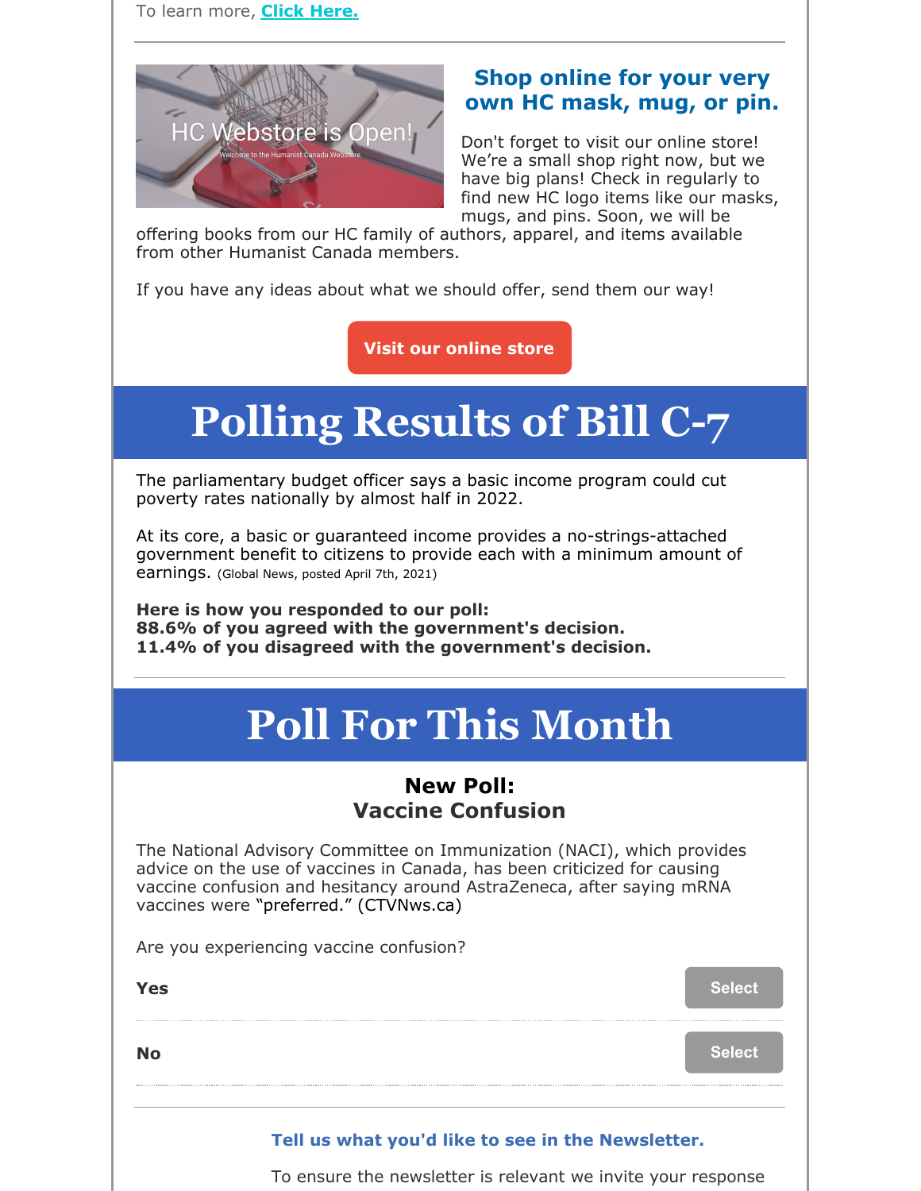To learn more, **Click Here.**

---

HC Webstore is Open!

Welcome to the Humanist Canada Webstore.

### Shop online for your very own HC mask, mug, or pin.

Don't forget to visit our online store! We're a small shop right now, but we have big plans! Check in regularly to find new HC logo items like our masks, mugs, and pins. Soon, we will be offering books from our HC family of authors, apparel, and items available from other Humanist Canada members.

If you have any ideas about what we should offer, send them our way!

**Visit our online store**

# Polling Results of Bill C-7

The parliamentary budget officer says a basic income program could cut poverty rates nationally by almost half in 2022.

At its core, a basic or guaranteed income provides a no-strings-attached government benefit to citizens to provide each with a minimum amount of earnings. (Global News, posted April 7th, 2021)

**Here is how you responded to our poll:**
**88.6% of you agreed with the government's decision.**
**11.4% of you disagreed with the government's decision.**

---

# Poll For This Month

### New Poll:
### Vaccine Confusion

The National Advisory Committee on Immunization (NACI), which provides advice on the use of vaccines in Canada, has been criticized for causing vaccine confusion and hesitancy around AstraZeneca, after saying mRNA vaccines were "preferred." (CTVNws.ca)

Are you experiencing vaccine confusion?

**Yes** — Select

**No** — Select

---

**Tell us what you'd like to see in the Newsletter.**

To ensure the newsletter is relevant we invite your response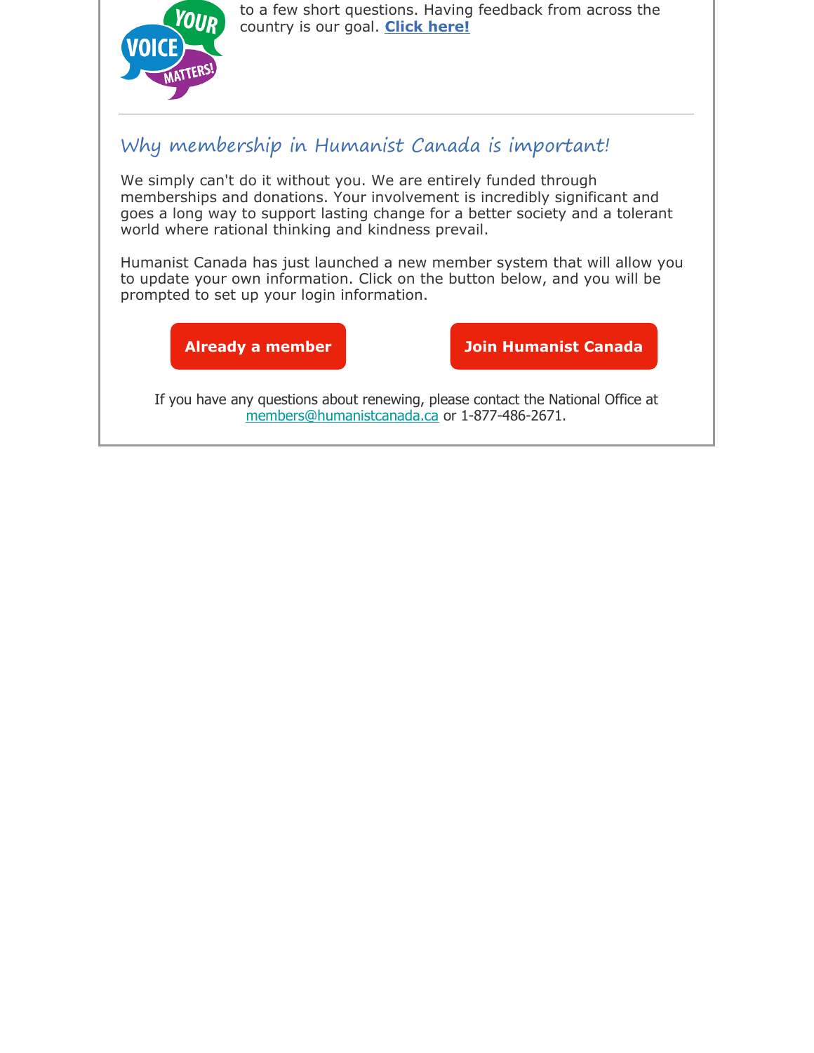to a few short questions. Having feedback from across the country is our goal. **Click here!**

## *Why membership in Humanist Canada is important!*

We simply can't do it without you. We are entirely funded through memberships and donations. Your involvement is incredibly significant and goes a long way to support lasting change for a better society and a tolerant world where rational thinking and kindness prevail.

Humanist Canada has just launched a new member system that will allow you to update your own information. Click on the button below, and you will be prompted to set up your login information.

**Already a member** **Join Humanist Canada**

If you have any questions about renewing, please contact the National Office at members@humanistcanada.ca or 1-877-486-2671.